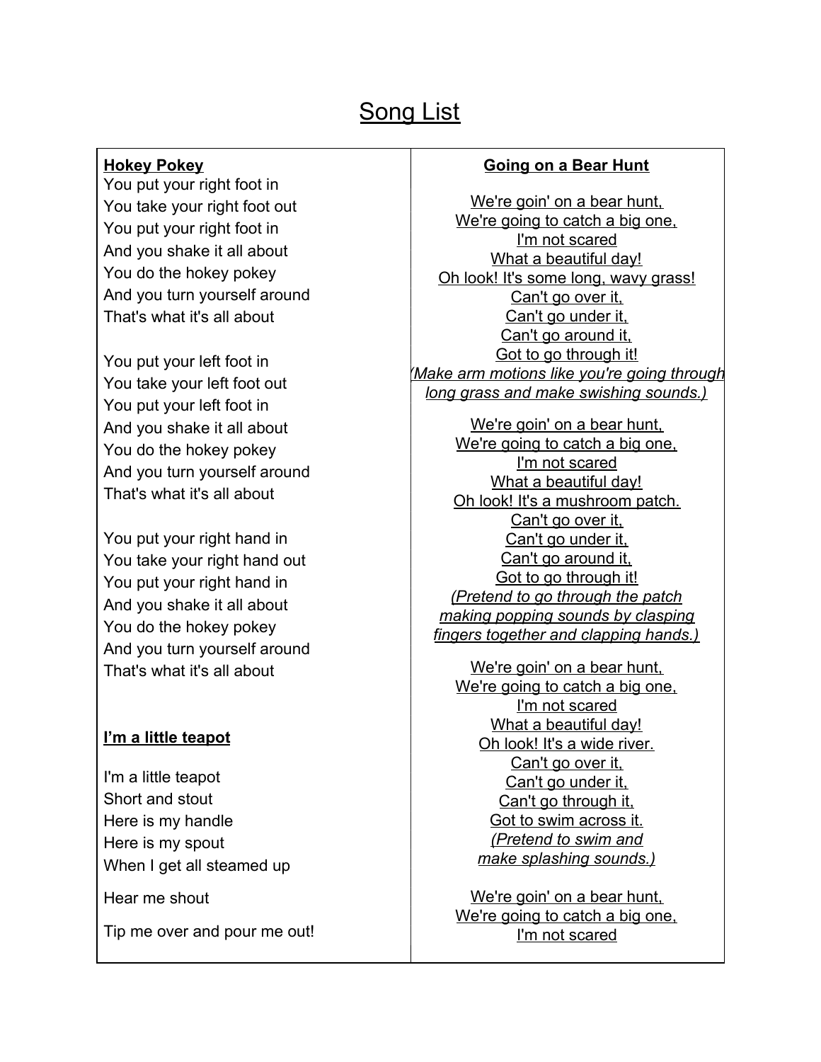# Song List

## Hokey Pokey

You put your right foot in
You take your right foot out
You put your right foot in
And you shake it all about
You do the hokey pokey
And you turn yourself around
That's what it's all about

You put your left foot in
You take your left foot out
You put your left foot in
And you shake it all about
You do the hokey pokey
And you turn yourself around
That's what it's all about

You put your right hand in
You take your right hand out
You put your right hand in
And you shake it all about
You do the hokey pokey
And you turn yourself around
That's what it's all about

## I'm a little teapot

I'm a little teapot
Short and stout
Here is my handle
Here is my spout
When I get all steamed up

Hear me shout

Tip me over and pour me out!

## Going on a Bear Hunt

We're goin' on a bear hunt,
We're going to catch a big one,
I'm not scared
What a beautiful day!
Oh look! It's some long, wavy grass!
Can't go over it,
Can't go under it,
Can't go around it,
Got to go through it!
*(Make arm motions like you're going through long grass and make swishing sounds.)*

We're goin' on a bear hunt,
We're going to catch a big one,
I'm not scared
What a beautiful day!
Oh look! It's a mushroom patch.
Can't go over it,
Can't go under it,
Can't go around it,
Got to go through it!
*(Pretend to go through the patch making popping sounds by clasping fingers together and clapping hands.)*

We're goin' on a bear hunt,
We're going to catch a big one,
I'm not scared
What a beautiful day!
Oh look! It's a wide river.
Can't go over it,
Can't go under it,
Can't go through it,
Got to swim across it.
*(Pretend to swim and make splashing sounds.)*

We're goin' on a bear hunt,
We're going to catch a big one,
I'm not scared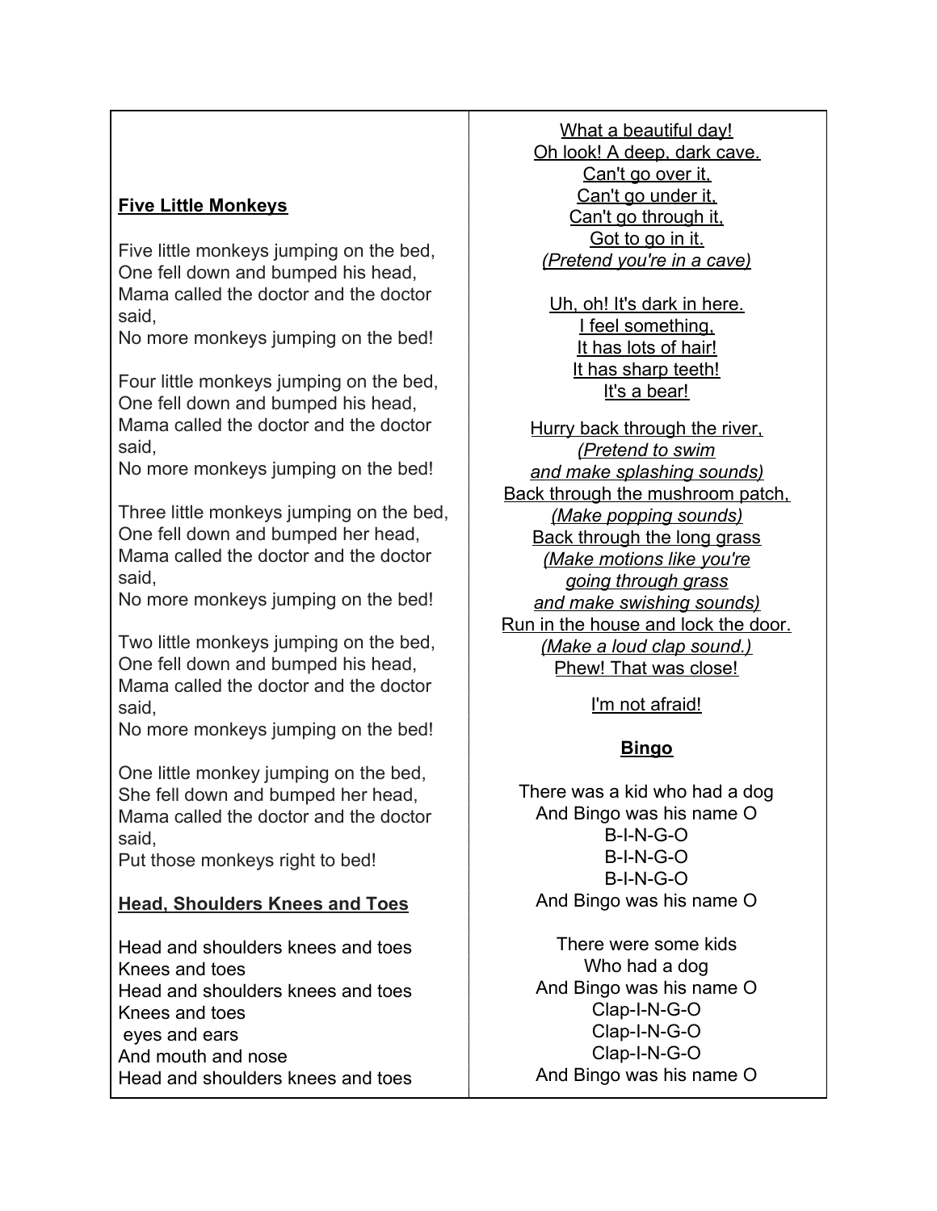**Five Little Monkeys**

Five little monkeys jumping on the bed,
One fell down and bumped his head,
Mama called the doctor and the doctor said,
No more monkeys jumping on the bed!

Four little monkeys jumping on the bed,
One fell down and bumped his head,
Mama called the doctor and the doctor said,
No more monkeys jumping on the bed!

Three little monkeys jumping on the bed,
One fell down and bumped her head,
Mama called the doctor and the doctor said,
No more monkeys jumping on the bed!

Two little monkeys jumping on the bed,
One fell down and bumped his head,
Mama called the doctor and the doctor said,
No more monkeys jumping on the bed!

One little monkey jumping on the bed,
She fell down and bumped her head,
Mama called the doctor and the doctor said,
Put those monkeys right to bed!

**Head, Shoulders Knees and Toes**

Head and shoulders knees and toes
Knees and toes
Head and shoulders knees and toes
Knees and toes
eyes and ears
And mouth and nose
Head and shoulders knees and toes

What a beautiful day!
Oh look! A deep, dark cave.
Can't go over it,
Can't go under it,
Can't go through it,
Got to go in it.
*(Pretend you're in a cave)*

Uh, oh! It's dark in here.
I feel something,
It has lots of hair!
It has sharp teeth!
It's a bear!

Hurry back through the river,
*(Pretend to swim and make splashing sounds)*
Back through the mushroom patch,
*(Make popping sounds)*
Back through the long grass
*(Make motions like you're going through grass and make swishing sounds)*
Run in the house and lock the door.
*(Make a loud clap sound.)*
Phew! That was close!

I'm not afraid!

**Bingo**

There was a kid who had a dog
And Bingo was his name O
B-I-N-G-O
B-I-N-G-O
B-I-N-G-O
And Bingo was his name O

There were some kids
Who had a dog
And Bingo was his name O
Clap-I-N-G-O
Clap-I-N-G-O
Clap-I-N-G-O
And Bingo was his name O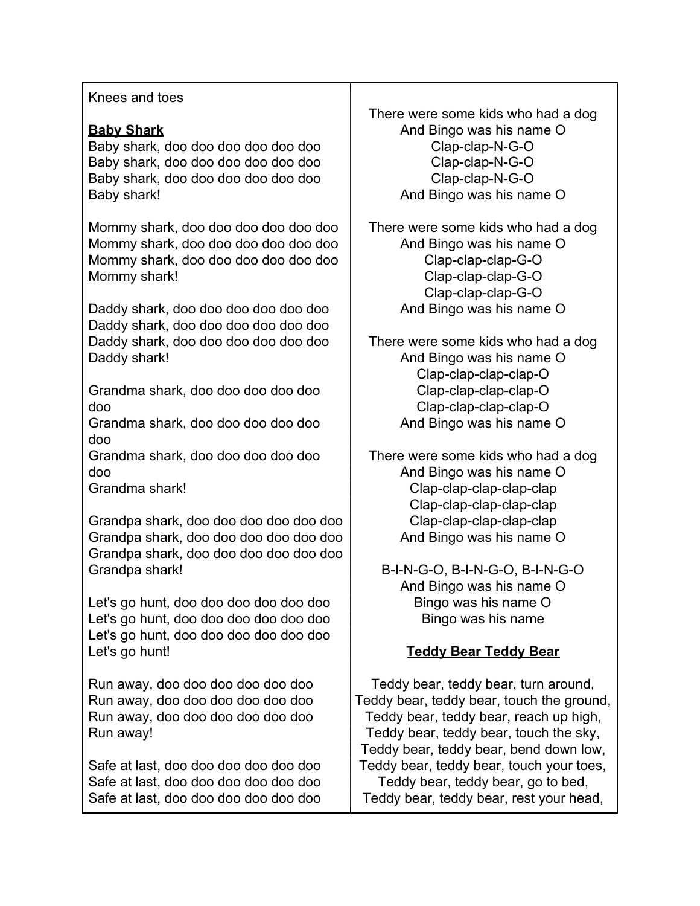Knees and toes

**Baby Shark**

Baby shark, doo doo doo doo doo doo
Baby shark, doo doo doo doo doo doo
Baby shark, doo doo doo doo doo doo
Baby shark!

Mommy shark, doo doo doo doo doo doo
Mommy shark, doo doo doo doo doo doo
Mommy shark, doo doo doo doo doo doo
Mommy shark!

Daddy shark, doo doo doo doo doo doo
Daddy shark, doo doo doo doo doo doo
Daddy shark, doo doo doo doo doo doo
Daddy shark!

Grandma shark, doo doo doo doo doo doo
Grandma shark, doo doo doo doo doo doo
Grandma shark, doo doo doo doo doo doo
Grandma shark!

Grandpa shark, doo doo doo doo doo doo
Grandpa shark, doo doo doo doo doo doo
Grandpa shark, doo doo doo doo doo doo
Grandpa shark!

Let's go hunt, doo doo doo doo doo doo
Let's go hunt, doo doo doo doo doo doo
Let's go hunt, doo doo doo doo doo doo
Let's go hunt!

Run away, doo doo doo doo doo doo
Run away, doo doo doo doo doo doo
Run away, doo doo doo doo doo doo
Run away!

Safe at last, doo doo doo doo doo doo
Safe at last, doo doo doo doo doo doo
Safe at last, doo doo doo doo doo doo

There were some kids who had a dog
And Bingo was his name O
Clap-clap-N-G-O
Clap-clap-N-G-O
Clap-clap-N-G-O
And Bingo was his name O

There were some kids who had a dog
And Bingo was his name O
Clap-clap-clap-G-O
Clap-clap-clap-G-O
Clap-clap-clap-G-O
And Bingo was his name O

There were some kids who had a dog
And Bingo was his name O
Clap-clap-clap-clap-O
Clap-clap-clap-clap-O
Clap-clap-clap-clap-O
And Bingo was his name O

There were some kids who had a dog
And Bingo was his name O
Clap-clap-clap-clap-clap
Clap-clap-clap-clap-clap
Clap-clap-clap-clap-clap
And Bingo was his name O

B-I-N-G-O, B-I-N-G-O, B-I-N-G-O
And Bingo was his name O
Bingo was his name O
Bingo was his name

**Teddy Bear Teddy Bear**

Teddy bear, teddy bear, turn around,
Teddy bear, teddy bear, touch the ground,
Teddy bear, teddy bear, reach up high,
Teddy bear, teddy bear, touch the sky,
Teddy bear, teddy bear, bend down low,
Teddy bear, teddy bear, touch your toes,
Teddy bear, teddy bear, go to bed,
Teddy bear, teddy bear, rest your head,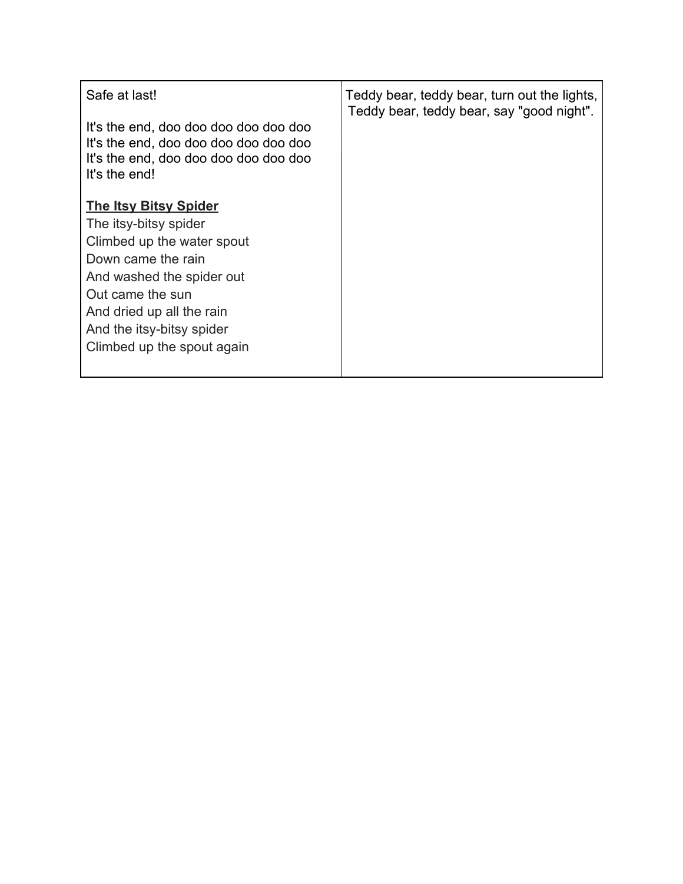| | |
|---|---|
| Safe at last!<br><br>It's the end, doo doo doo doo doo doo<br>It's the end, doo doo doo doo doo doo<br>It's the end, doo doo doo doo doo doo<br>It's the end!<br><br>**The Itsy Bitsy Spider**<br>The itsy-bitsy spider<br>Climbed up the water spout<br>Down came the rain<br>And washed the spider out<br>Out came the sun<br>And dried up all the rain<br>And the itsy-bitsy spider<br>Climbed up the spout again | Teddy bear, teddy bear, turn out the lights,<br>Teddy bear, teddy bear, say "good night". |